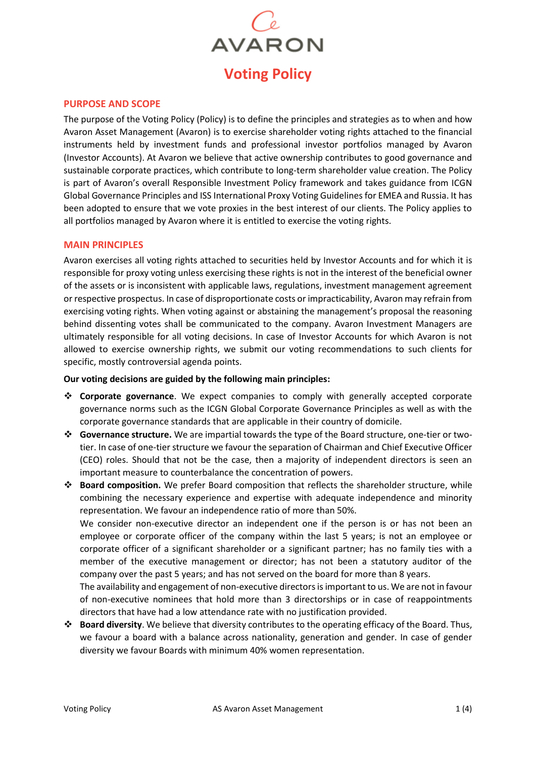AVARON

# Voting Policy

## PURPOSE AND SCOPE

The purpose of the Voting Policy (Policy) is to define the principles and strategies as to when and how Avaron Asset Management (Avaron) is to exercise shareholder voting rights attached to the financial instruments held by investment funds and professional investor portfolios managed by Avaron (Investor Accounts). At Avaron we believe that active ownership contributes to good governance and sustainable corporate practices, which contribute to long-term shareholder value creation. The Policy is part of Avaron's overall Responsible Investment Policy framework and takes guidance from ICGN Global Governance Principles and ISS International Proxy Voting Guidelines for EMEA and Russia. It has been adopted to ensure that we vote proxies in the best interest of our clients. The Policy applies to all portfolios managed by Avaron where it is entitled to exercise the voting rights.

## MAIN PRINCIPLES

Avaron exercises all voting rights attached to securities held by Investor Accounts and for which it is responsible for proxy voting unless exercising these rights is not in the interest of the beneficial owner of the assets or is inconsistent with applicable laws, regulations, investment management agreement or respective prospectus. In case of disproportionate costs or impracticability, Avaron may refrain from exercising voting rights. When voting against or abstaining the management's proposal the reasoning behind dissenting votes shall be communicated to the company. Avaron Investment Managers are ultimately responsible for all voting decisions. In case of Investor Accounts for which Avaron is not allowed to exercise ownership rights, we submit our voting recommendations to such clients for specific, mostly controversial agenda points.

**Our voting decisions are guided by the following main principles:**

- **Corporate governance**. We expect companies to comply with generally accepted corporate governance norms such as the ICGN Global Corporate Governance Principles as well as with the corporate governance standards that are applicable in their country of domicile.
- **Governance structure.** We are impartial towards the type of the Board structure, one-tier or two-tier. In case of one-tier structure we favour the separation of Chairman and Chief Executive Officer (CEO) roles. Should that not be the case, then a majority of independent directors is seen an important measure to counterbalance the concentration of powers.
- **Board composition.** We prefer Board composition that reflects the shareholder structure, while combining the necessary experience and expertise with adequate independence and minority representation. We favour an independence ratio of more than 50%.
  We consider non-executive director an independent one if the person is or has not been an employee or corporate officer of the company within the last 5 years; is not an employee or corporate officer of a significant shareholder or a significant partner; has no family ties with a member of the executive management or director; has not been a statutory auditor of the company over the past 5 years; and has not served on the board for more than 8 years.
  The availability and engagement of non-executive directors is important to us. We are not in favour of non-executive nominees that hold more than 3 directorships or in case of reappointments directors that have had a low attendance rate with no justification provided.
- **Board diversity**. We believe that diversity contributes to the operating efficacy of the Board. Thus, we favour a board with a balance across nationality, generation and gender. In case of gender diversity we favour Boards with minimum 40% women representation.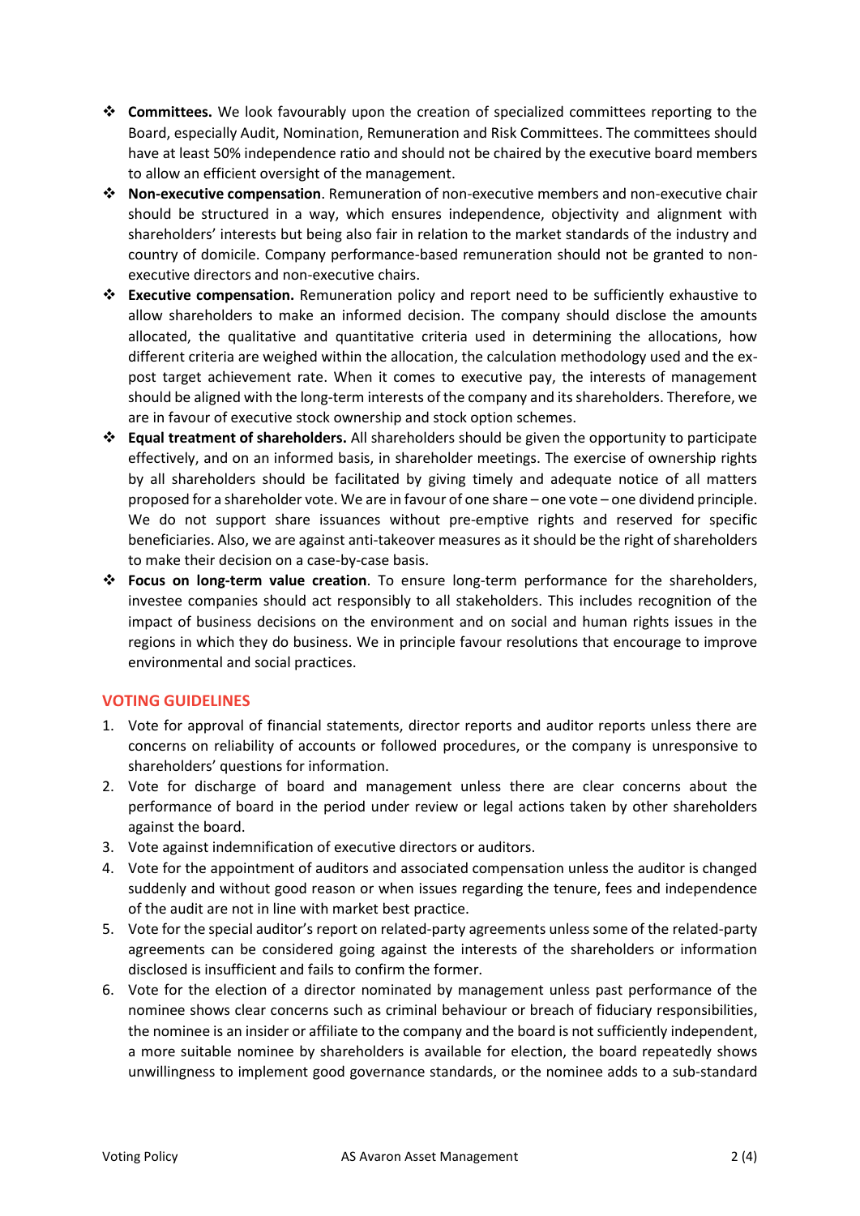- **Committees.** We look favourably upon the creation of specialized committees reporting to the Board, especially Audit, Nomination, Remuneration and Risk Committees. The committees should have at least 50% independence ratio and should not be chaired by the executive board members to allow an efficient oversight of the management.
- **Non-executive compensation**. Remuneration of non-executive members and non-executive chair should be structured in a way, which ensures independence, objectivity and alignment with shareholders' interests but being also fair in relation to the market standards of the industry and country of domicile. Company performance-based remuneration should not be granted to non-executive directors and non-executive chairs.
- **Executive compensation.** Remuneration policy and report need to be sufficiently exhaustive to allow shareholders to make an informed decision. The company should disclose the amounts allocated, the qualitative and quantitative criteria used in determining the allocations, how different criteria are weighed within the allocation, the calculation methodology used and the ex-post target achievement rate. When it comes to executive pay, the interests of management should be aligned with the long-term interests of the company and its shareholders. Therefore, we are in favour of executive stock ownership and stock option schemes.
- **Equal treatment of shareholders.** All shareholders should be given the opportunity to participate effectively, and on an informed basis, in shareholder meetings. The exercise of ownership rights by all shareholders should be facilitated by giving timely and adequate notice of all matters proposed for a shareholder vote. We are in favour of one share – one vote – one dividend principle. We do not support share issuances without pre-emptive rights and reserved for specific beneficiaries. Also, we are against anti-takeover measures as it should be the right of shareholders to make their decision on a case-by-case basis.
- **Focus on long-term value creation**. To ensure long-term performance for the shareholders, investee companies should act responsibly to all stakeholders. This includes recognition of the impact of business decisions on the environment and on social and human rights issues in the regions in which they do business. We in principle favour resolutions that encourage to improve environmental and social practices.

## VOTING GUIDELINES

1. Vote for approval of financial statements, director reports and auditor reports unless there are concerns on reliability of accounts or followed procedures, or the company is unresponsive to shareholders' questions for information.
2. Vote for discharge of board and management unless there are clear concerns about the performance of board in the period under review or legal actions taken by other shareholders against the board.
3. Vote against indemnification of executive directors or auditors.
4. Vote for the appointment of auditors and associated compensation unless the auditor is changed suddenly and without good reason or when issues regarding the tenure, fees and independence of the audit are not in line with market best practice.
5. Vote for the special auditor's report on related-party agreements unless some of the related-party agreements can be considered going against the interests of the shareholders or information disclosed is insufficient and fails to confirm the former.
6. Vote for the election of a director nominated by management unless past performance of the nominee shows clear concerns such as criminal behaviour or breach of fiduciary responsibilities, the nominee is an insider or affiliate to the company and the board is not sufficiently independent, a more suitable nominee by shareholders is available for election, the board repeatedly shows unwillingness to implement good governance standards, or the nominee adds to a sub-standard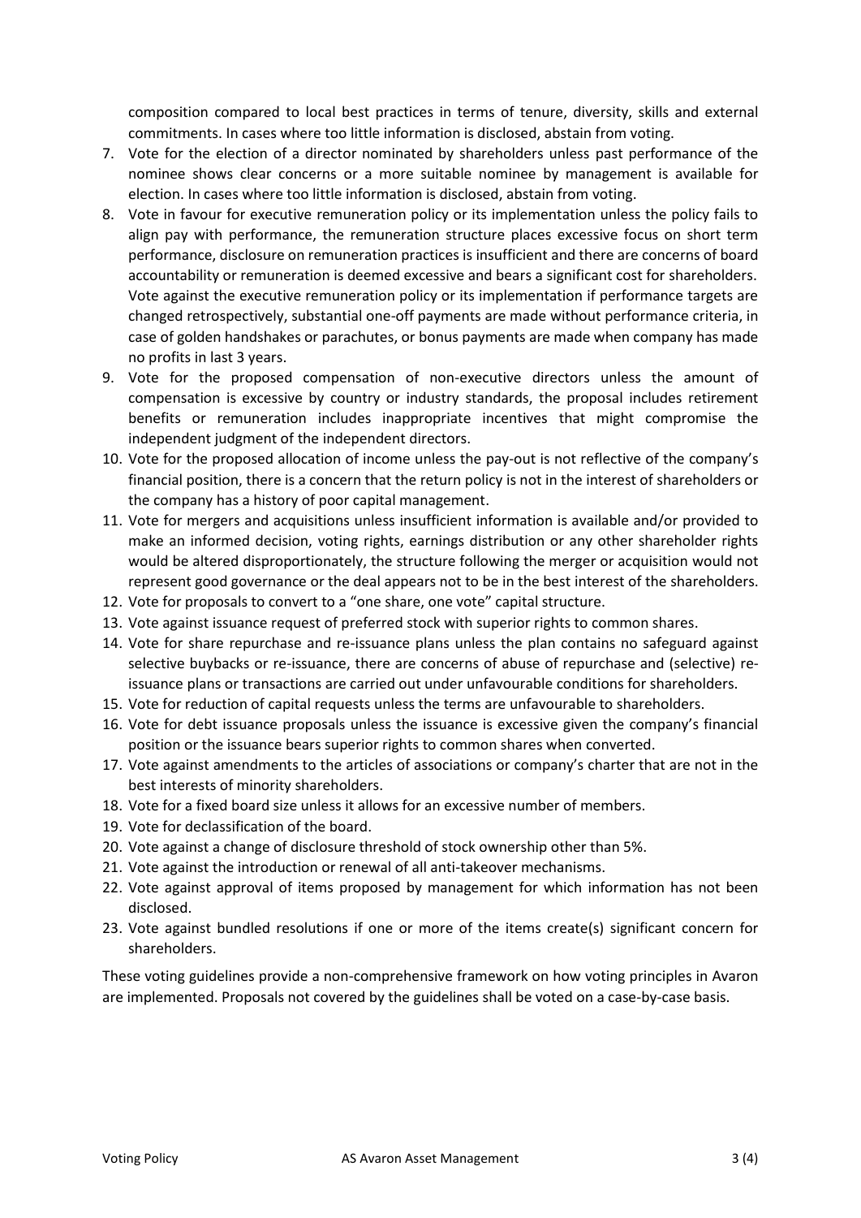composition compared to local best practices in terms of tenure, diversity, skills and external commitments. In cases where too little information is disclosed, abstain from voting.

7. Vote for the election of a director nominated by shareholders unless past performance of the nominee shows clear concerns or a more suitable nominee by management is available for election. In cases where too little information is disclosed, abstain from voting.
8. Vote in favour for executive remuneration policy or its implementation unless the policy fails to align pay with performance, the remuneration structure places excessive focus on short term performance, disclosure on remuneration practices is insufficient and there are concerns of board accountability or remuneration is deemed excessive and bears a significant cost for shareholders. Vote against the executive remuneration policy or its implementation if performance targets are changed retrospectively, substantial one-off payments are made without performance criteria, in case of golden handshakes or parachutes, or bonus payments are made when company has made no profits in last 3 years.
9. Vote for the proposed compensation of non-executive directors unless the amount of compensation is excessive by country or industry standards, the proposal includes retirement benefits or remuneration includes inappropriate incentives that might compromise the independent judgment of the independent directors.
10. Vote for the proposed allocation of income unless the pay-out is not reflective of the company's financial position, there is a concern that the return policy is not in the interest of shareholders or the company has a history of poor capital management.
11. Vote for mergers and acquisitions unless insufficient information is available and/or provided to make an informed decision, voting rights, earnings distribution or any other shareholder rights would be altered disproportionately, the structure following the merger or acquisition would not represent good governance or the deal appears not to be in the best interest of the shareholders.
12. Vote for proposals to convert to a "one share, one vote" capital structure.
13. Vote against issuance request of preferred stock with superior rights to common shares.
14. Vote for share repurchase and re-issuance plans unless the plan contains no safeguard against selective buybacks or re-issuance, there are concerns of abuse of repurchase and (selective) re-issuance plans or transactions are carried out under unfavourable conditions for shareholders.
15. Vote for reduction of capital requests unless the terms are unfavourable to shareholders.
16. Vote for debt issuance proposals unless the issuance is excessive given the company's financial position or the issuance bears superior rights to common shares when converted.
17. Vote against amendments to the articles of associations or company's charter that are not in the best interests of minority shareholders.
18. Vote for a fixed board size unless it allows for an excessive number of members.
19. Vote for declassification of the board.
20. Vote against a change of disclosure threshold of stock ownership other than 5%.
21. Vote against the introduction or renewal of all anti-takeover mechanisms.
22. Vote against approval of items proposed by management for which information has not been disclosed.
23. Vote against bundled resolutions if one or more of the items create(s) significant concern for shareholders.

These voting guidelines provide a non-comprehensive framework on how voting principles in Avaron are implemented. Proposals not covered by the guidelines shall be voted on a case-by-case basis.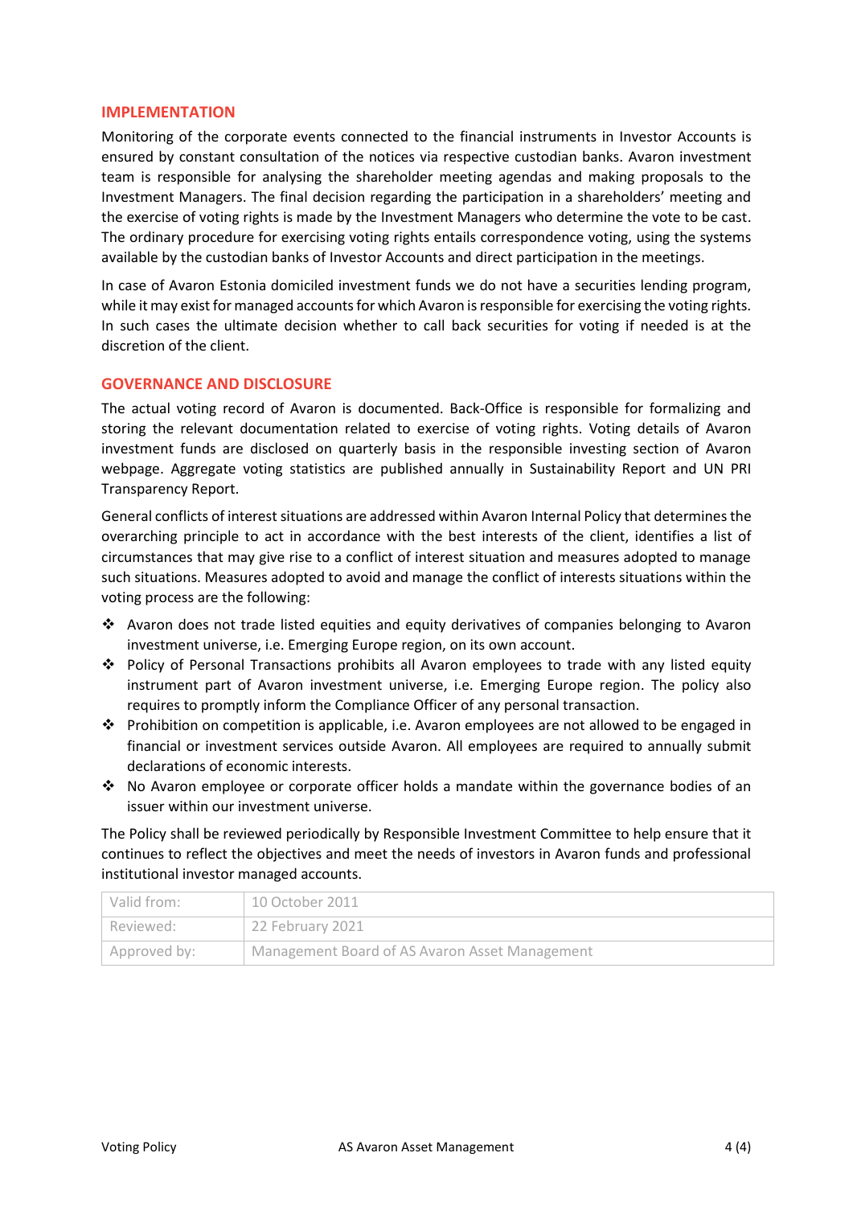## IMPLEMENTATION

Monitoring of the corporate events connected to the financial instruments in Investor Accounts is ensured by constant consultation of the notices via respective custodian banks. Avaron investment team is responsible for analysing the shareholder meeting agendas and making proposals to the Investment Managers. The final decision regarding the participation in a shareholders' meeting and the exercise of voting rights is made by the Investment Managers who determine the vote to be cast. The ordinary procedure for exercising voting rights entails correspondence voting, using the systems available by the custodian banks of Investor Accounts and direct participation in the meetings.

In case of Avaron Estonia domiciled investment funds we do not have a securities lending program, while it may exist for managed accounts for which Avaron is responsible for exercising the voting rights. In such cases the ultimate decision whether to call back securities for voting if needed is at the discretion of the client.

## GOVERNANCE AND DISCLOSURE

The actual voting record of Avaron is documented. Back-Office is responsible for formalizing and storing the relevant documentation related to exercise of voting rights. Voting details of Avaron investment funds are disclosed on quarterly basis in the responsible investing section of Avaron webpage. Aggregate voting statistics are published annually in Sustainability Report and UN PRI Transparency Report.

General conflicts of interest situations are addressed within Avaron Internal Policy that determines the overarching principle to act in accordance with the best interests of the client, identifies a list of circumstances that may give rise to a conflict of interest situation and measures adopted to manage such situations. Measures adopted to avoid and manage the conflict of interests situations within the voting process are the following:

- Avaron does not trade listed equities and equity derivatives of companies belonging to Avaron investment universe, i.e. Emerging Europe region, on its own account.
- Policy of Personal Transactions prohibits all Avaron employees to trade with any listed equity instrument part of Avaron investment universe, i.e. Emerging Europe region. The policy also requires to promptly inform the Compliance Officer of any personal transaction.
- Prohibition on competition is applicable, i.e. Avaron employees are not allowed to be engaged in financial or investment services outside Avaron. All employees are required to annually submit declarations of economic interests.
- No Avaron employee or corporate officer holds a mandate within the governance bodies of an issuer within our investment universe.

The Policy shall be reviewed periodically by Responsible Investment Committee to help ensure that it continues to reflect the objectives and meet the needs of investors in Avaron funds and professional institutional investor managed accounts.

| | |
|---|---|
| Valid from: | 10 October 2011 |
| Reviewed: | 22 February 2021 |
| Approved by: | Management Board of AS Avaron Asset Management |